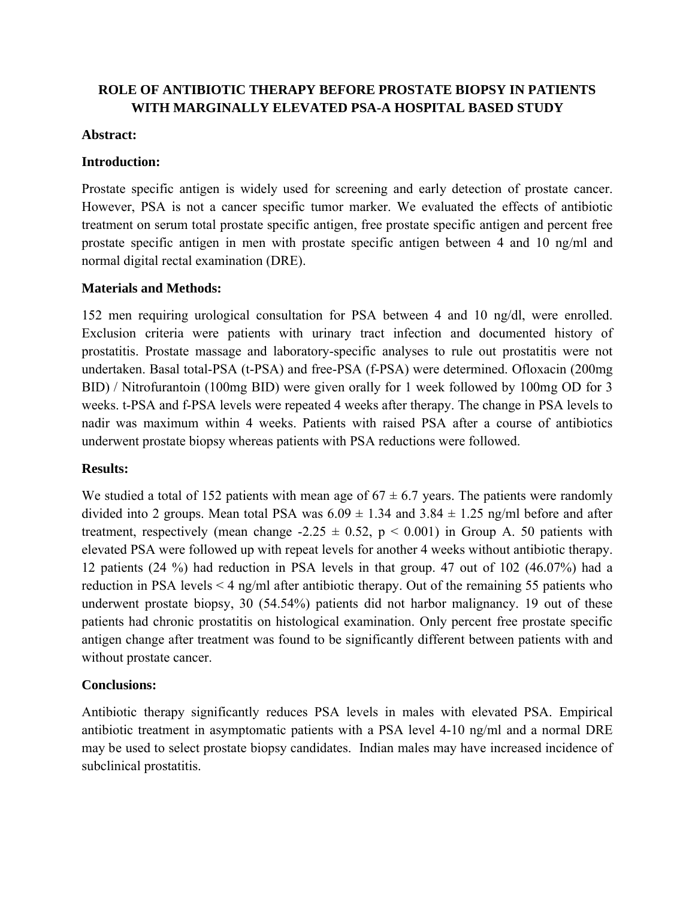# ROLE OF ANTIBIOTIC THERAPY BEFORE PROSTATE BIOPSY IN PATIENTS WITH MARGINALLY ELEVATED PSA-A HOSPITAL BASED STUDY

**Abstract:**

**Introduction:**

Prostate specific antigen is widely used for screening and early detection of prostate cancer. However, PSA is not a cancer specific tumor marker. We evaluated the effects of antibiotic treatment on serum total prostate specific antigen, free prostate specific antigen and percent free prostate specific antigen in men with prostate specific antigen between 4 and 10 ng/ml and normal digital rectal examination (DRE).

**Materials and Methods:**

152 men requiring urological consultation for PSA between 4 and 10 ng/dl, were enrolled. Exclusion criteria were patients with urinary tract infection and documented history of prostatitis. Prostate massage and laboratory-specific analyses to rule out prostatitis were not undertaken. Basal total-PSA (t-PSA) and free-PSA (f-PSA) were determined. Ofloxacin (200mg BID) / Nitrofurantoin (100mg BID) were given orally for 1 week followed by 100mg OD for 3 weeks. t-PSA and f-PSA levels were repeated 4 weeks after therapy. The change in PSA levels to nadir was maximum within 4 weeks. Patients with raised PSA after a course of antibiotics underwent prostate biopsy whereas patients with PSA reductions were followed.

**Results:**

We studied a total of 152 patients with mean age of $67 \pm 6.7$ years. The patients were randomly divided into 2 groups. Mean total PSA was $6.09 \pm 1.34$ and $3.84 \pm 1.25$ ng/ml before and after treatment, respectively (mean change $-2.25 \pm 0.52$, $p < 0.001$) in Group A. 50 patients with elevated PSA were followed up with repeat levels for another 4 weeks without antibiotic therapy. 12 patients (24 %) had reduction in PSA levels in that group. 47 out of 102 (46.07%) had a reduction in PSA levels < 4 ng/ml after antibiotic therapy. Out of the remaining 55 patients who underwent prostate biopsy, 30 (54.54%) patients did not harbor malignancy. 19 out of these patients had chronic prostatitis on histological examination. Only percent free prostate specific antigen change after treatment was found to be significantly different between patients with and without prostate cancer.

**Conclusions:**

Antibiotic therapy significantly reduces PSA levels in males with elevated PSA. Empirical antibiotic treatment in asymptomatic patients with a PSA level 4-10 ng/ml and a normal DRE may be used to select prostate biopsy candidates. Indian males may have increased incidence of subclinical prostatitis.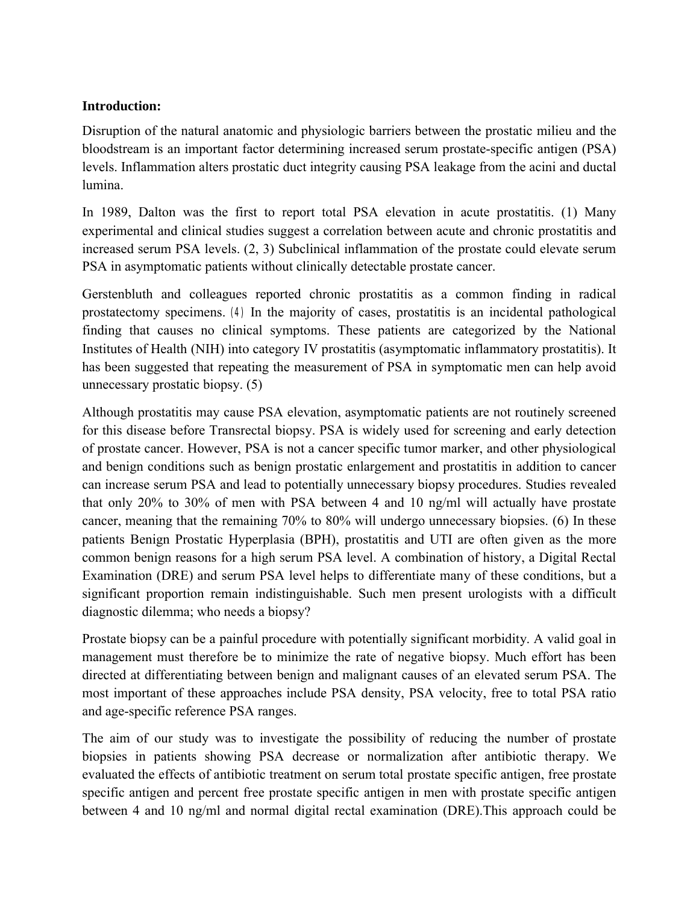**Introduction:**

Disruption of the natural anatomic and physiologic barriers between the prostatic milieu and the bloodstream is an important factor determining increased serum prostate-specific antigen (PSA) levels. Inflammation alters prostatic duct integrity causing PSA leakage from the acini and ductal lumina.

In 1989, Dalton was the first to report total PSA elevation in acute prostatitis. (1) Many experimental and clinical studies suggest a correlation between acute and chronic prostatitis and increased serum PSA levels. (2, 3) Subclinical inflammation of the prostate could elevate serum PSA in asymptomatic patients without clinically detectable prostate cancer.

Gerstenbluth and colleagues reported chronic prostatitis as a common finding in radical prostatectomy specimens. (4) In the majority of cases, prostatitis is an incidental pathological finding that causes no clinical symptoms. These patients are categorized by the National Institutes of Health (NIH) into category IV prostatitis (asymptomatic inflammatory prostatitis). It has been suggested that repeating the measurement of PSA in symptomatic men can help avoid unnecessary prostatic biopsy. (5)

Although prostatitis may cause PSA elevation, asymptomatic patients are not routinely screened for this disease before Transrectal biopsy. PSA is widely used for screening and early detection of prostate cancer. However, PSA is not a cancer specific tumor marker, and other physiological and benign conditions such as benign prostatic enlargement and prostatitis in addition to cancer can increase serum PSA and lead to potentially unnecessary biopsy procedures. Studies revealed that only 20% to 30% of men with PSA between 4 and 10 ng/ml will actually have prostate cancer, meaning that the remaining 70% to 80% will undergo unnecessary biopsies. (6) In these patients Benign Prostatic Hyperplasia (BPH), prostatitis and UTI are often given as the more common benign reasons for a high serum PSA level. A combination of history, a Digital Rectal Examination (DRE) and serum PSA level helps to differentiate many of these conditions, but a significant proportion remain indistinguishable. Such men present urologists with a difficult diagnostic dilemma; who needs a biopsy?

Prostate biopsy can be a painful procedure with potentially significant morbidity. A valid goal in management must therefore be to minimize the rate of negative biopsy. Much effort has been directed at differentiating between benign and malignant causes of an elevated serum PSA. The most important of these approaches include PSA density, PSA velocity, free to total PSA ratio and age-specific reference PSA ranges.

The aim of our study was to investigate the possibility of reducing the number of prostate biopsies in patients showing PSA decrease or normalization after antibiotic therapy. We evaluated the effects of antibiotic treatment on serum total prostate specific antigen, free prostate specific antigen and percent free prostate specific antigen in men with prostate specific antigen between 4 and 10 ng/ml and normal digital rectal examination (DRE).This approach could be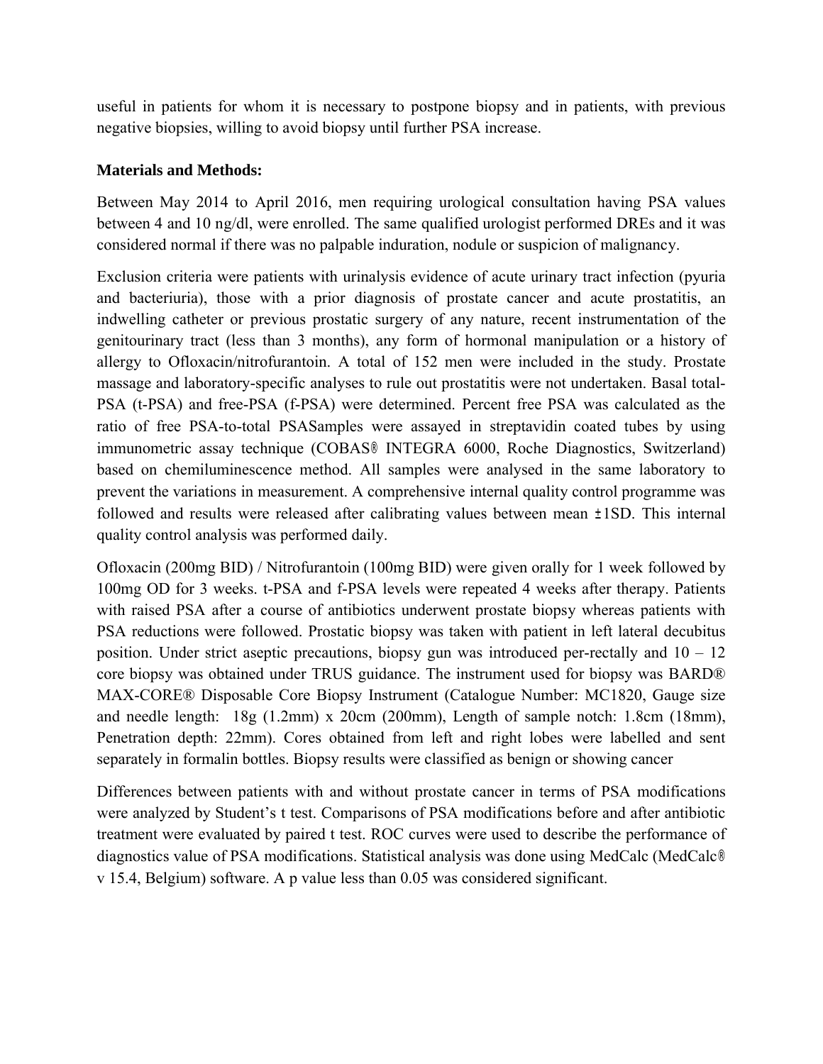useful in patients for whom it is necessary to postpone biopsy and in patients, with previous negative biopsies, willing to avoid biopsy until further PSA increase.

**Materials and Methods:**

Between May 2014 to April 2016, men requiring urological consultation having PSA values between 4 and 10 ng/dl, were enrolled. The same qualified urologist performed DREs and it was considered normal if there was no palpable induration, nodule or suspicion of malignancy.

Exclusion criteria were patients with urinalysis evidence of acute urinary tract infection (pyuria and bacteriuria), those with a prior diagnosis of prostate cancer and acute prostatitis, an indwelling catheter or previous prostatic surgery of any nature, recent instrumentation of the genitourinary tract (less than 3 months), any form of hormonal manipulation or a history of allergy to Ofloxacin/nitrofurantoin. A total of 152 men were included in the study. Prostate massage and laboratory-specific analyses to rule out prostatitis were not undertaken. Basal total-PSA (t-PSA) and free-PSA (f-PSA) were determined. Percent free PSA was calculated as the ratio of free PSA-to-total PSASamples were assayed in streptavidin coated tubes by using immunometric assay technique (COBAS® INTEGRA 6000, Roche Diagnostics, Switzerland) based on chemiluminescence method. All samples were analysed in the same laboratory to prevent the variations in measurement. A comprehensive internal quality control programme was followed and results were released after calibrating values between mean ±1SD. This internal quality control analysis was performed daily.

Ofloxacin (200mg BID) / Nitrofurantoin (100mg BID) were given orally for 1 week followed by 100mg OD for 3 weeks. t-PSA and f-PSA levels were repeated 4 weeks after therapy. Patients with raised PSA after a course of antibiotics underwent prostate biopsy whereas patients with PSA reductions were followed. Prostatic biopsy was taken with patient in left lateral decubitus position. Under strict aseptic precautions, biopsy gun was introduced per-rectally and 10 – 12 core biopsy was obtained under TRUS guidance. The instrument used for biopsy was BARD® MAX-CORE® Disposable Core Biopsy Instrument (Catalogue Number: MC1820, Gauge size and needle length: 18g (1.2mm) x 20cm (200mm), Length of sample notch: 1.8cm (18mm), Penetration depth: 22mm). Cores obtained from left and right lobes were labelled and sent separately in formalin bottles. Biopsy results were classified as benign or showing cancer

Differences between patients with and without prostate cancer in terms of PSA modifications were analyzed by Student's t test. Comparisons of PSA modifications before and after antibiotic treatment were evaluated by paired t test. ROC curves were used to describe the performance of diagnostics value of PSA modifications. Statistical analysis was done using MedCalc (MedCalc® v 15.4, Belgium) software. A p value less than 0.05 was considered significant.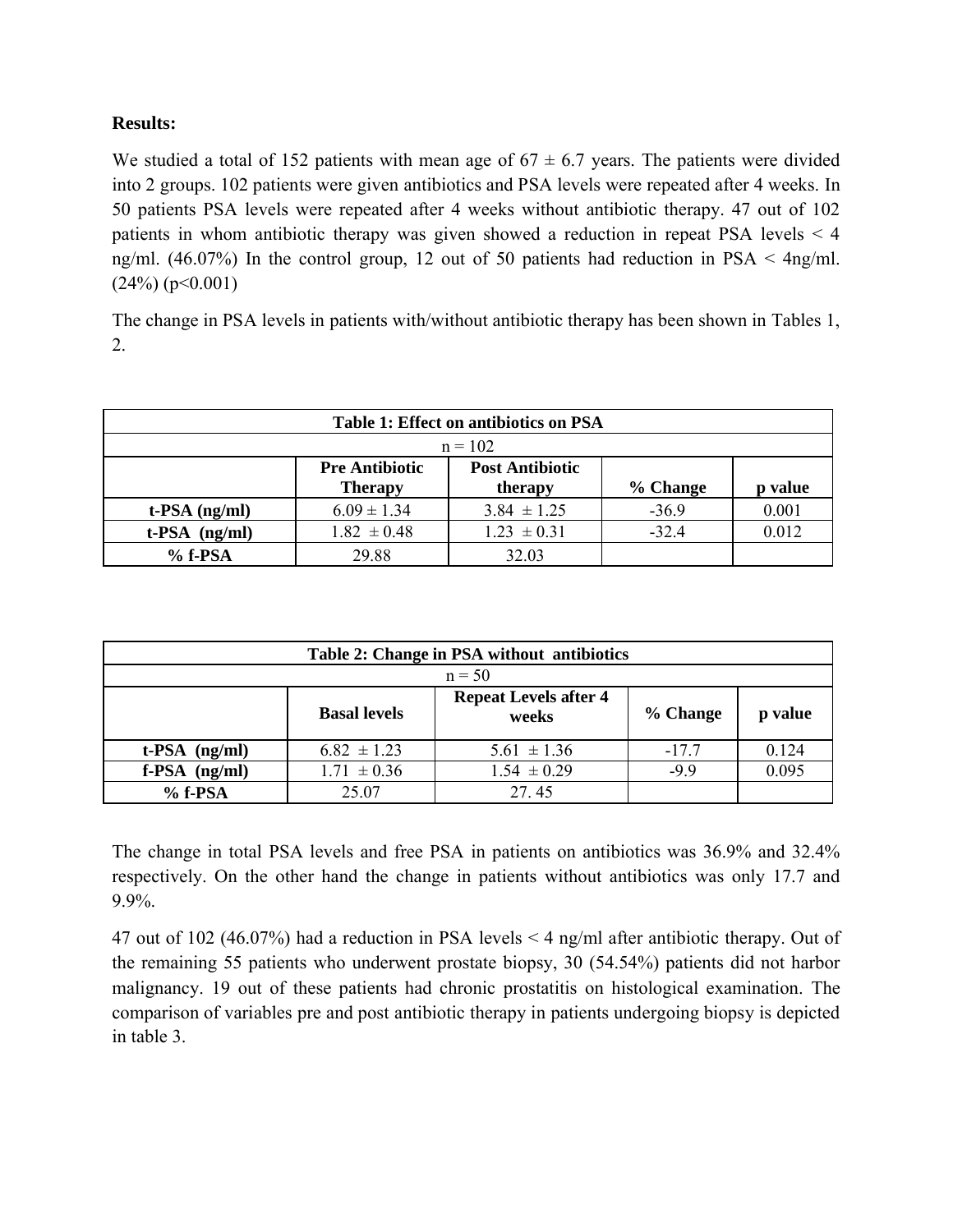**Results:**

We studied a total of 152 patients with mean age of 67 ± 6.7 years. The patients were divided into 2 groups. 102 patients were given antibiotics and PSA levels were repeated after 4 weeks. In 50 patients PSA levels were repeated after 4 weeks without antibiotic therapy. 47 out of 102 patients in whom antibiotic therapy was given showed a reduction in repeat PSA levels < 4 ng/ml. (46.07%) In the control group, 12 out of 50 patients had reduction in PSA < 4ng/ml. (24%) ($p<0.001$)

The change in PSA levels in patients with/without antibiotic therapy has been shown in Tables 1, 2.

| Table 1: Effect on antibiotics on PSA | | | | |
|---|---|---|---|---|
| n = 102 | | | | |
| | **Pre Antibiotic Therapy** | **Post Antibiotic therapy** | **% Change** | **p value** |
| **t-PSA (ng/ml)** | 6.09 ± 1.34 | 3.84 ± 1.25 | -36.9 | 0.001 |
| **t-PSA (ng/ml)** | 1.82 ± 0.48 | 1.23 ± 0.31 | -32.4 | 0.012 |
| **% f-PSA** | 29.88 | 32.03 | | |

| Table 2: Change in PSA without antibiotics | | | | |
|---|---|---|---|---|
| n = 50 | | | | |
| | **Basal levels** | **Repeat Levels after 4 weeks** | **% Change** | **p value** |
| **t-PSA (ng/ml)** | 6.82 ± 1.23 | 5.61 ± 1.36 | -17.7 | 0.124 |
| **f-PSA (ng/ml)** | 1.71 ± 0.36 | 1.54 ± 0.29 | -9.9 | 0.095 |
| **% f-PSA** | 25.07 | 27. 45 | | |

The change in total PSA levels and free PSA in patients on antibiotics was 36.9% and 32.4% respectively. On the other hand the change in patients without antibiotics was only 17.7 and 9.9%.

47 out of 102 (46.07%) had a reduction in PSA levels < 4 ng/ml after antibiotic therapy. Out of the remaining 55 patients who underwent prostate biopsy, 30 (54.54%) patients did not harbor malignancy. 19 out of these patients had chronic prostatitis on histological examination. The comparison of variables pre and post antibiotic therapy in patients undergoing biopsy is depicted in table 3.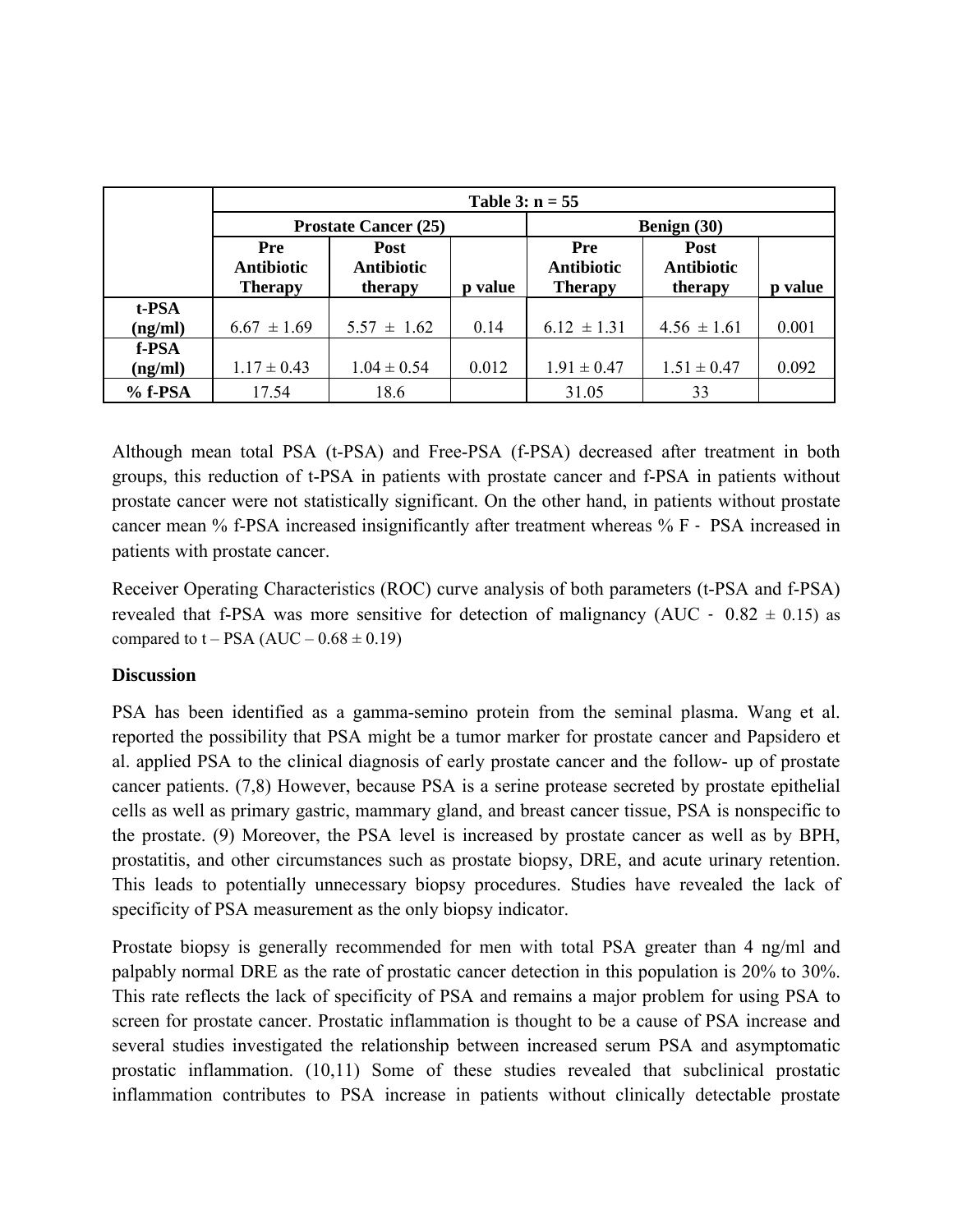| | Table 3: n = 55 | | | | | |
|---|---|---|---|---|---|---|
| | Prostate Cancer (25) | | | Benign (30) | | |
| | Pre Antibiotic Therapy | Post Antibiotic therapy | p value | Pre Antibiotic Therapy | Post Antibiotic therapy | p value |
| t-PSA (ng/ml) | 6.67 ± 1.69 | 5.57 ± 1.62 | 0.14 | 6.12 ± 1.31 | 4.56 ± 1.61 | 0.001 |
| f-PSA (ng/ml) | 1.17 ± 0.43 | 1.04 ± 0.54 | 0.012 | 1.91 ± 0.47 | 1.51 ± 0.47 | 0.092 |
| % f-PSA | 17.54 | 18.6 | | 31.05 | 33 | |

Although mean total PSA (t-PSA) and Free-PSA (f-PSA) decreased after treatment in both groups, this reduction of t-PSA in patients with prostate cancer and f-PSA in patients without prostate cancer were not statistically significant. On the other hand, in patients without prostate cancer mean % f-PSA increased insignificantly after treatment whereas % F - PSA increased in patients with prostate cancer.

Receiver Operating Characteristics (ROC) curve analysis of both parameters (t-PSA and f-PSA) revealed that f-PSA was more sensitive for detection of malignancy (AUC - 0.82 ± 0.15) as compared to t – PSA (AUC – 0.68 ± 0.19)

**Discussion**

PSA has been identified as a gamma-semino protein from the seminal plasma. Wang et al. reported the possibility that PSA might be a tumor marker for prostate cancer and Papsidero et al. applied PSA to the clinical diagnosis of early prostate cancer and the follow- up of prostate cancer patients. (7,8) However, because PSA is a serine protease secreted by prostate epithelial cells as well as primary gastric, mammary gland, and breast cancer tissue, PSA is nonspecific to the prostate. (9) Moreover, the PSA level is increased by prostate cancer as well as by BPH, prostatitis, and other circumstances such as prostate biopsy, DRE, and acute urinary retention. This leads to potentially unnecessary biopsy procedures. Studies have revealed the lack of specificity of PSA measurement as the only biopsy indicator.

Prostate biopsy is generally recommended for men with total PSA greater than 4 ng/ml and palpably normal DRE as the rate of prostatic cancer detection in this population is 20% to 30%. This rate reflects the lack of specificity of PSA and remains a major problem for using PSA to screen for prostate cancer. Prostatic inflammation is thought to be a cause of PSA increase and several studies investigated the relationship between increased serum PSA and asymptomatic prostatic inflammation. (10,11) Some of these studies revealed that subclinical prostatic inflammation contributes to PSA increase in patients without clinically detectable prostate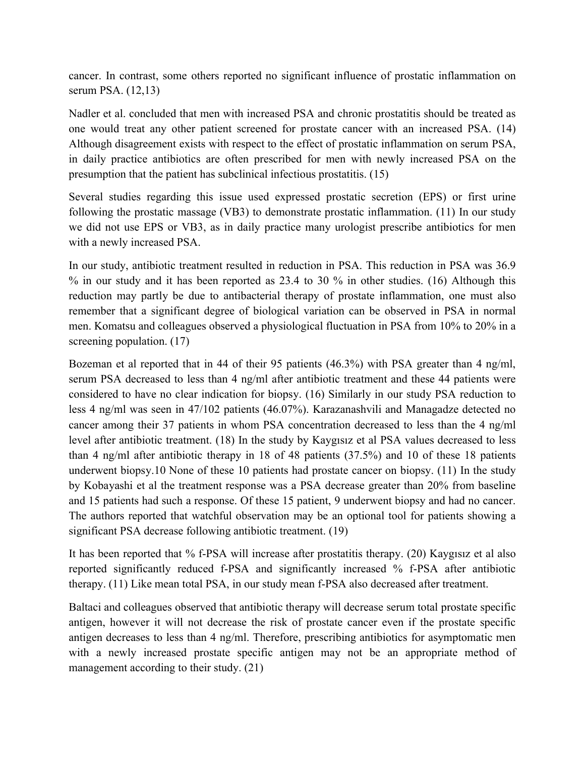cancer. In contrast, some others reported no significant influence of prostatic inflammation on serum PSA. (12,13)

Nadler et al. concluded that men with increased PSA and chronic prostatitis should be treated as one would treat any other patient screened for prostate cancer with an increased PSA. (14) Although disagreement exists with respect to the effect of prostatic inflammation on serum PSA, in daily practice antibiotics are often prescribed for men with newly increased PSA on the presumption that the patient has subclinical infectious prostatitis. (15)

Several studies regarding this issue used expressed prostatic secretion (EPS) or first urine following the prostatic massage (VB3) to demonstrate prostatic inflammation. (11) In our study we did not use EPS or VB3, as in daily practice many urologist prescribe antibiotics for men with a newly increased PSA.

In our study, antibiotic treatment resulted in reduction in PSA. This reduction in PSA was 36.9 % in our study and it has been reported as 23.4 to 30 % in other studies. (16) Although this reduction may partly be due to antibacterial therapy of prostate inflammation, one must also remember that a significant degree of biological variation can be observed in PSA in normal men. Komatsu and colleagues observed a physiological fluctuation in PSA from 10% to 20% in a screening population. (17)

Bozeman et al reported that in 44 of their 95 patients (46.3%) with PSA greater than 4 ng/ml, serum PSA decreased to less than 4 ng/ml after antibiotic treatment and these 44 patients were considered to have no clear indication for biopsy. (16) Similarly in our study PSA reduction to less 4 ng/ml was seen in 47/102 patients (46.07%). Karazanashvili and Managadze detected no cancer among their 37 patients in whom PSA concentration decreased to less than the 4 ng/ml level after antibiotic treatment. (18) In the study by Kaygısız et al PSA values decreased to less than 4 ng/ml after antibiotic therapy in 18 of 48 patients (37.5%) and 10 of these 18 patients underwent biopsy.10 None of these 10 patients had prostate cancer on biopsy. (11) In the study by Kobayashi et al the treatment response was a PSA decrease greater than 20% from baseline and 15 patients had such a response. Of these 15 patient, 9 underwent biopsy and had no cancer. The authors reported that watchful observation may be an optional tool for patients showing a significant PSA decrease following antibiotic treatment. (19)

It has been reported that % f-PSA will increase after prostatitis therapy. (20) Kaygısız et al also reported significantly reduced f-PSA and significantly increased % f-PSA after antibiotic therapy. (11) Like mean total PSA, in our study mean f-PSA also decreased after treatment.

Baltaci and colleagues observed that antibiotic therapy will decrease serum total prostate specific antigen, however it will not decrease the risk of prostate cancer even if the prostate specific antigen decreases to less than 4 ng/ml. Therefore, prescribing antibiotics for asymptomatic men with a newly increased prostate specific antigen may not be an appropriate method of management according to their study. (21)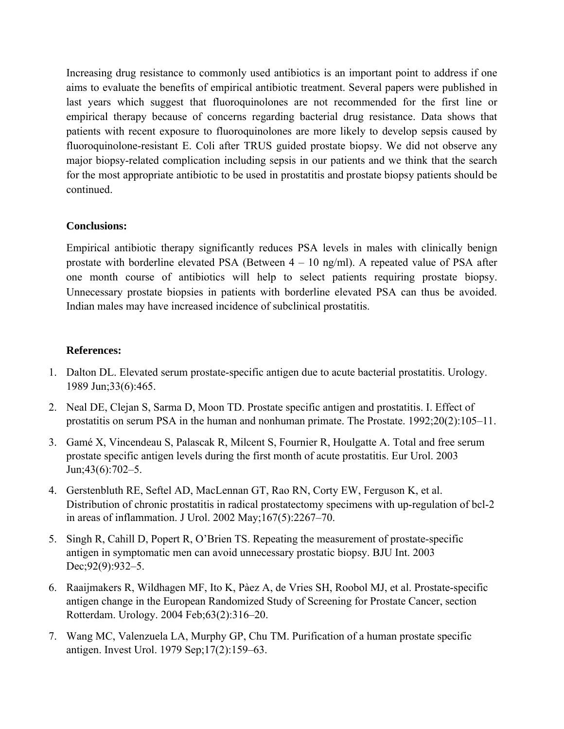Increasing drug resistance to commonly used antibiotics is an important point to address if one aims to evaluate the benefits of empirical antibiotic treatment. Several papers were published in last years which suggest that fluoroquinolones are not recommended for the first line or empirical therapy because of concerns regarding bacterial drug resistance. Data shows that patients with recent exposure to fluoroquinolones are more likely to develop sepsis caused by fluoroquinolone-resistant E. Coli after TRUS guided prostate biopsy. We did not observe any major biopsy-related complication including sepsis in our patients and we think that the search for the most appropriate antibiotic to be used in prostatitis and prostate biopsy patients should be continued.

**Conclusions:**

Empirical antibiotic therapy significantly reduces PSA levels in males with clinically benign prostate with borderline elevated PSA (Between 4 – 10 ng/ml). A repeated value of PSA after one month course of antibiotics will help to select patients requiring prostate biopsy. Unnecessary prostate biopsies in patients with borderline elevated PSA can thus be avoided. Indian males may have increased incidence of subclinical prostatitis.

**References:**

1. Dalton DL. Elevated serum prostate-specific antigen due to acute bacterial prostatitis. Urology. 1989 Jun;33(6):465.
2. Neal DE, Clejan S, Sarma D, Moon TD. Prostate specific antigen and prostatitis. I. Effect of prostatitis on serum PSA in the human and nonhuman primate. The Prostate. 1992;20(2):105–11.
3. Gamé X, Vincendeau S, Palascak R, Milcent S, Fournier R, Houlgatte A. Total and free serum prostate specific antigen levels during the first month of acute prostatitis. Eur Urol. 2003 Jun;43(6):702–5.
4. Gerstenbluth RE, Seftel AD, MacLennan GT, Rao RN, Corty EW, Ferguson K, et al. Distribution of chronic prostatitis in radical prostatectomy specimens with up-regulation of bcl-2 in areas of inflammation. J Urol. 2002 May;167(5):2267–70.
5. Singh R, Cahill D, Popert R, O'Brien TS. Repeating the measurement of prostate-specific antigen in symptomatic men can avoid unnecessary prostatic biopsy. BJU Int. 2003 Dec;92(9):932–5.
6. Raaijmakers R, Wildhagen MF, Ito K, Pàez A, de Vries SH, Roobol MJ, et al. Prostate-specific antigen change in the European Randomized Study of Screening for Prostate Cancer, section Rotterdam. Urology. 2004 Feb;63(2):316–20.
7. Wang MC, Valenzuela LA, Murphy GP, Chu TM. Purification of a human prostate specific antigen. Invest Urol. 1979 Sep;17(2):159–63.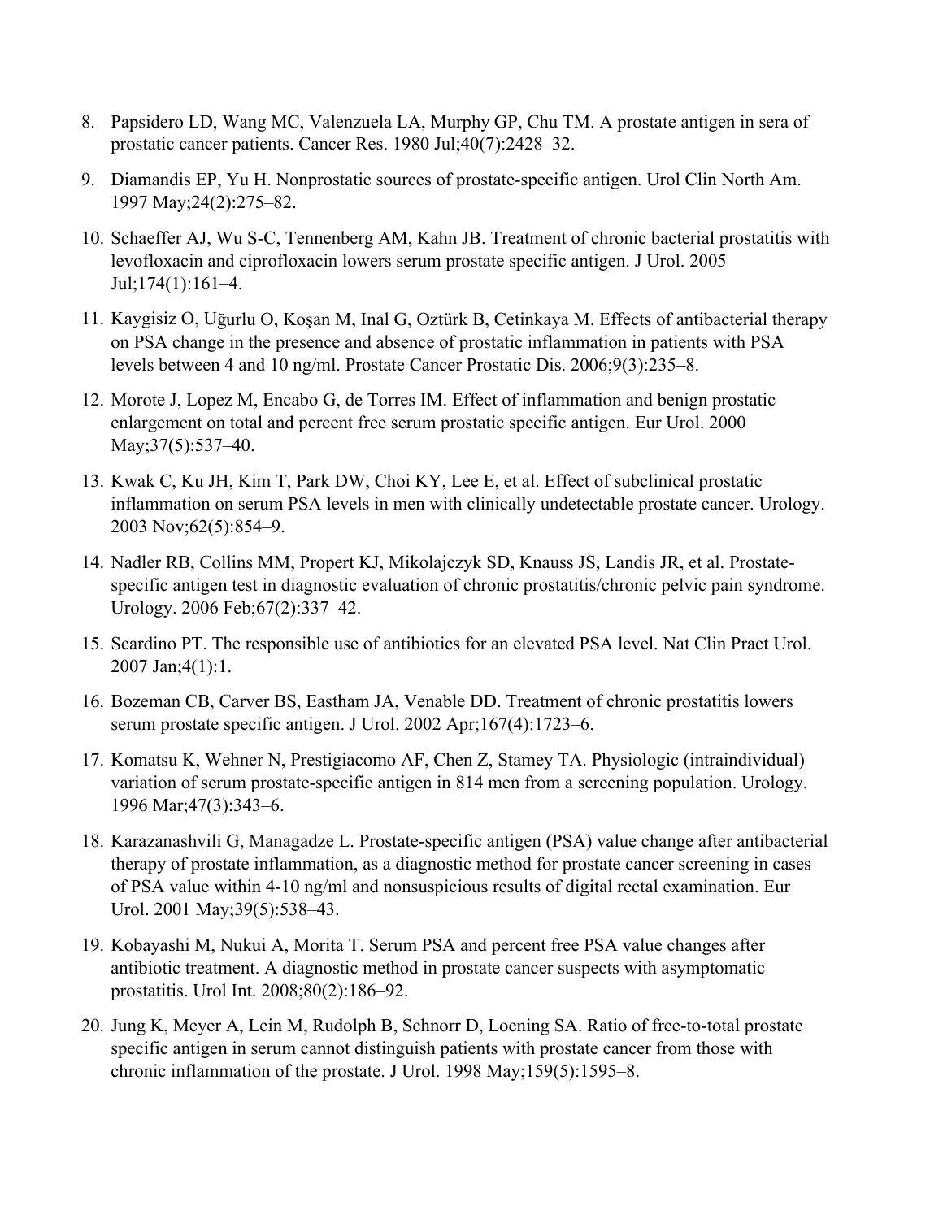8. Papsidero LD, Wang MC, Valenzuela LA, Murphy GP, Chu TM. A prostate antigen in sera of prostatic cancer patients. Cancer Res. 1980 Jul;40(7):2428–32.
9. Diamandis EP, Yu H. Nonprostatic sources of prostate-specific antigen. Urol Clin North Am. 1997 May;24(2):275–82.
10. Schaeffer AJ, Wu S-C, Tennenberg AM, Kahn JB. Treatment of chronic bacterial prostatitis with levofloxacin and ciprofloxacin lowers serum prostate specific antigen. J Urol. 2005 Jul;174(1):161–4.
11. Kaygisiz O, Uğurlu O, Koşan M, Inal G, Oztürk B, Cetinkaya M. Effects of antibacterial therapy on PSA change in the presence and absence of prostatic inflammation in patients with PSA levels between 4 and 10 ng/ml. Prostate Cancer Prostatic Dis. 2006;9(3):235–8.
12. Morote J, Lopez M, Encabo G, de Torres IM. Effect of inflammation and benign prostatic enlargement on total and percent free serum prostatic specific antigen. Eur Urol. 2000 May;37(5):537–40.
13. Kwak C, Ku JH, Kim T, Park DW, Choi KY, Lee E, et al. Effect of subclinical prostatic inflammation on serum PSA levels in men with clinically undetectable prostate cancer. Urology. 2003 Nov;62(5):854–9.
14. Nadler RB, Collins MM, Propert KJ, Mikolajczyk SD, Knauss JS, Landis JR, et al. Prostate-specific antigen test in diagnostic evaluation of chronic prostatitis/chronic pelvic pain syndrome. Urology. 2006 Feb;67(2):337–42.
15. Scardino PT. The responsible use of antibiotics for an elevated PSA level. Nat Clin Pract Urol. 2007 Jan;4(1):1.
16. Bozeman CB, Carver BS, Eastham JA, Venable DD. Treatment of chronic prostatitis lowers serum prostate specific antigen. J Urol. 2002 Apr;167(4):1723–6.
17. Komatsu K, Wehner N, Prestigiacomo AF, Chen Z, Stamey TA. Physiologic (intraindividual) variation of serum prostate-specific antigen in 814 men from a screening population. Urology. 1996 Mar;47(3):343–6.
18. Karazanashvili G, Managadze L. Prostate-specific antigen (PSA) value change after antibacterial therapy of prostate inflammation, as a diagnostic method for prostate cancer screening in cases of PSA value within 4-10 ng/ml and nonsuspicious results of digital rectal examination. Eur Urol. 2001 May;39(5):538–43.
19. Kobayashi M, Nukui A, Morita T. Serum PSA and percent free PSA value changes after antibiotic treatment. A diagnostic method in prostate cancer suspects with asymptomatic prostatitis. Urol Int. 2008;80(2):186–92.
20. Jung K, Meyer A, Lein M, Rudolph B, Schnorr D, Loening SA. Ratio of free-to-total prostate specific antigen in serum cannot distinguish patients with prostate cancer from those with chronic inflammation of the prostate. J Urol. 1998 May;159(5):1595–8.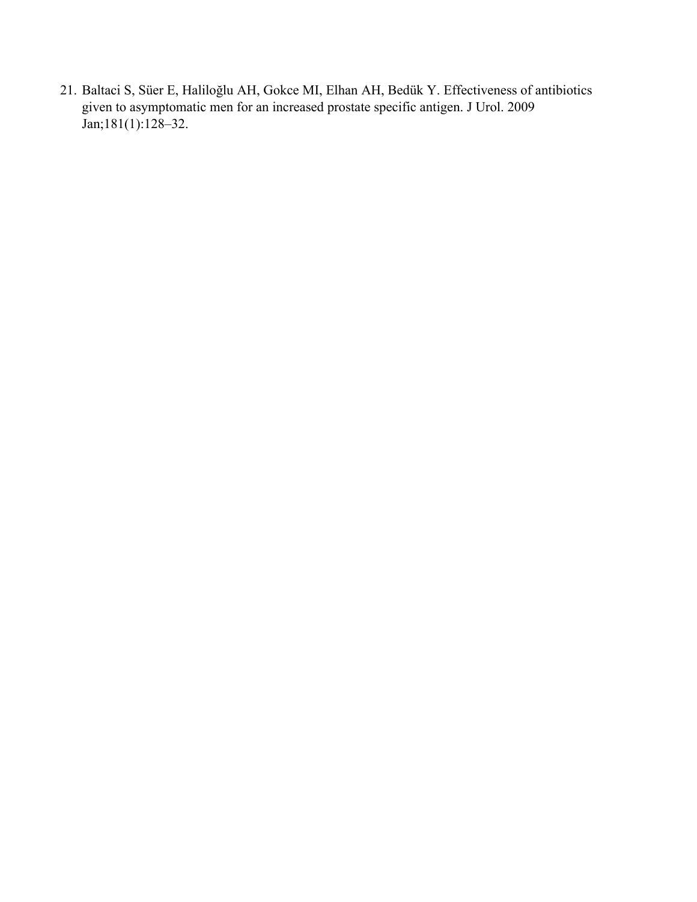21. Baltaci S, Süer E, Haliloğlu AH, Gokce MI, Elhan AH, Bedük Y. Effectiveness of antibiotics given to asymptomatic men for an increased prostate specific antigen. J Urol. 2009 Jan;181(1):128–32.